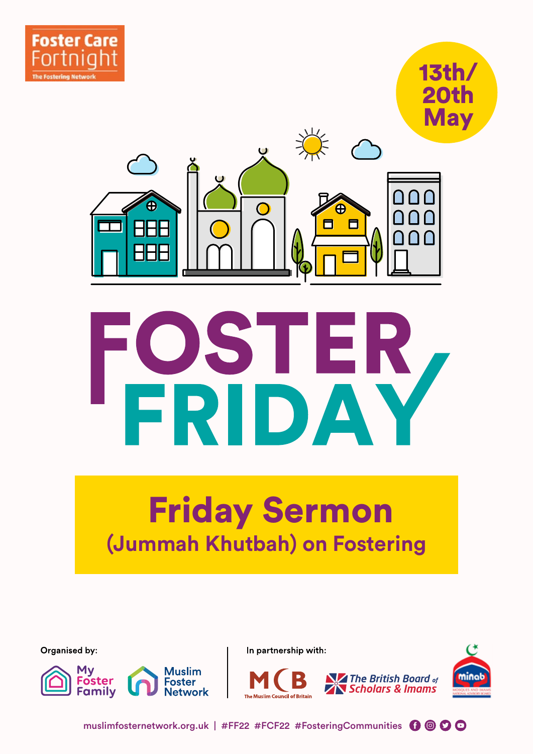Foster Care Fortnight
The Fostering Network

13th/ 20th May

# FOSTER FRIDAY

## Friday Sermon
### (Jummah Khutbah) on Fostering

Organised by:

My Foster Family | Muslim Foster Network

In partnership with:

MCB The Muslim Council of Britain | The British Board of Scholars & Imams | minab Mosques and Imams National Advisory Board

muslimfosternetwork.org.uk | #FF22 #FCF22 #FosteringCommunities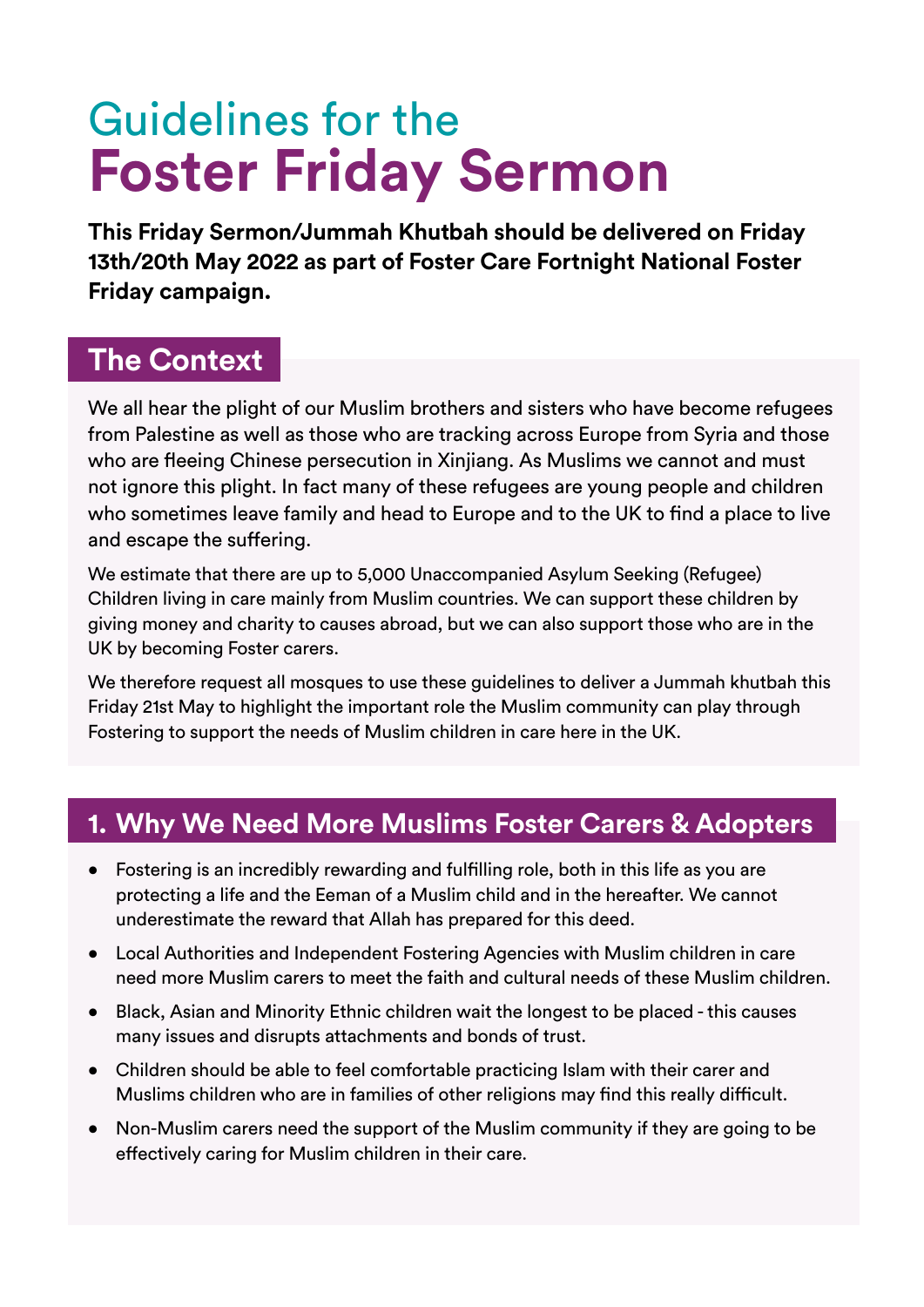# Guidelines for the **Foster Friday Sermon**

**This Friday Sermon/Jummah Khutbah should be delivered on Friday 13th/20th May 2022 as part of Foster Care Fortnight National Foster Friday campaign.**

## The Context

We all hear the plight of our Muslim brothers and sisters who have become refugees from Palestine as well as those who are tracking across Europe from Syria and those who are fleeing Chinese persecution in Xinjiang. As Muslims we cannot and must not ignore this plight. In fact many of these refugees are young people and children who sometimes leave family and head to Europe and to the UK to find a place to live and escape the suffering.

We estimate that there are up to 5,000 Unaccompanied Asylum Seeking (Refugee) Children living in care mainly from Muslim countries. We can support these children by giving money and charity to causes abroad, but we can also support those who are in the UK by becoming Foster carers.

We therefore request all mosques to use these guidelines to deliver a Jummah khutbah this Friday 21st May to highlight the important role the Muslim community can play through Fostering to support the needs of Muslim children in care here in the UK.

## 1. Why We Need More Muslims Foster Carers & Adopters

- Fostering is an incredibly rewarding and fulfilling role, both in this life as you are protecting a life and the Eeman of a Muslim child and in the hereafter. We cannot underestimate the reward that Allah has prepared for this deed.
- Local Authorities and Independent Fostering Agencies with Muslim children in care need more Muslim carers to meet the faith and cultural needs of these Muslim children.
- Black, Asian and Minority Ethnic children wait the longest to be placed - this causes many issues and disrupts attachments and bonds of trust.
- Children should be able to feel comfortable practicing Islam with their carer and Muslims children who are in families of other religions may find this really difficult.
- Non-Muslim carers need the support of the Muslim community if they are going to be effectively caring for Muslim children in their care.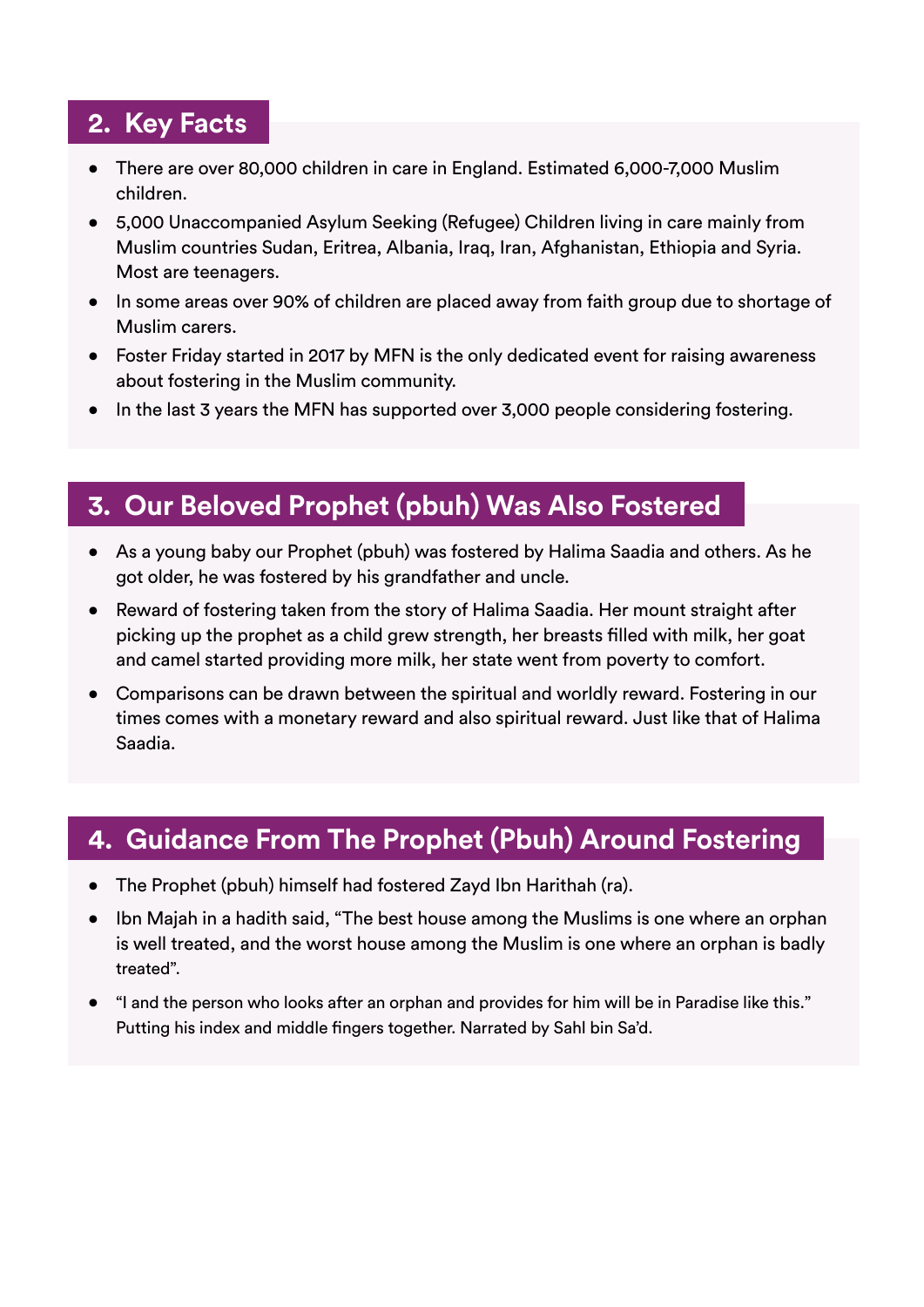## 2. Key Facts

- There are over 80,000 children in care in England. Estimated 6,000-7,000 Muslim children.
- 5,000 Unaccompanied Asylum Seeking (Refugee) Children living in care mainly from Muslim countries Sudan, Eritrea, Albania, Iraq, Iran, Afghanistan, Ethiopia and Syria. Most are teenagers.
- In some areas over 90% of children are placed away from faith group due to shortage of Muslim carers.
- Foster Friday started in 2017 by MFN is the only dedicated event for raising awareness about fostering in the Muslim community.
- In the last 3 years the MFN has supported over 3,000 people considering fostering.

## 3. Our Beloved Prophet (pbuh) Was Also Fostered

- As a young baby our Prophet (pbuh) was fostered by Halima Saadia and others. As he got older, he was fostered by his grandfather and uncle.
- Reward of fostering taken from the story of Halima Saadia. Her mount straight after picking up the prophet as a child grew strength, her breasts filled with milk, her goat and camel started providing more milk, her state went from poverty to comfort.
- Comparisons can be drawn between the spiritual and worldly reward. Fostering in our times comes with a monetary reward and also spiritual reward. Just like that of Halima Saadia.

## 4. Guidance From The Prophet (Pbuh) Around Fostering

- The Prophet (pbuh) himself had fostered Zayd Ibn Harithah (ra).
- Ibn Majah in a hadith said, “The best house among the Muslims is one where an orphan is well treated, and the worst house among the Muslim is one where an orphan is badly treated”.
- “I and the person who looks after an orphan and provides for him will be in Paradise like this.” Putting his index and middle fingers together. Narrated by Sahl bin Sa’d.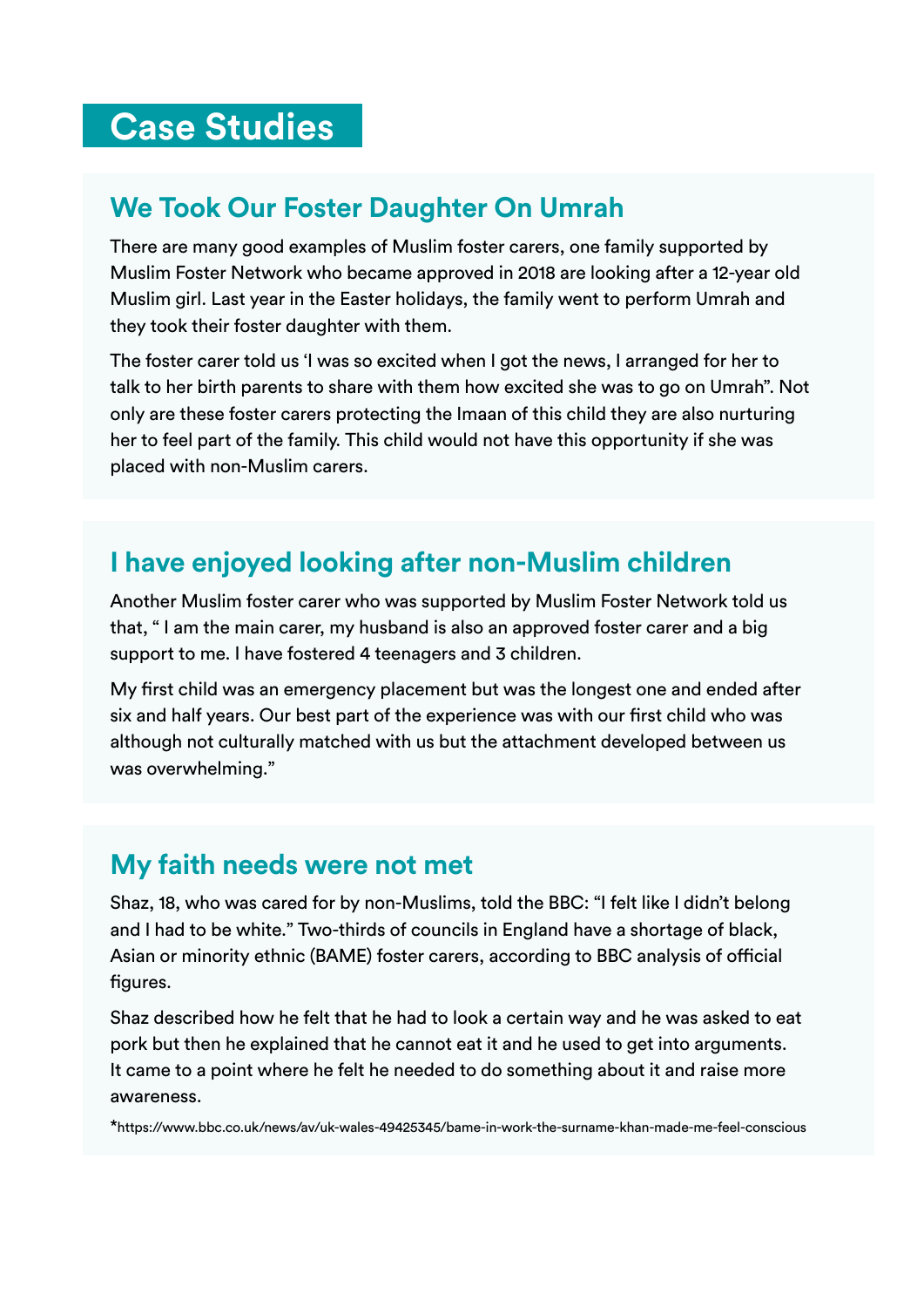# Case Studies

## We Took Our Foster Daughter On Umrah

There are many good examples of Muslim foster carers, one family supported by Muslim Foster Network who became approved in 2018 are looking after a 12-year old Muslim girl. Last year in the Easter holidays, the family went to perform Umrah and they took their foster daughter with them.

The foster carer told us 'I was so excited when I got the news, I arranged for her to talk to her birth parents to share with them how excited she was to go on Umrah". Not only are these foster carers protecting the Imaan of this child they are also nurturing her to feel part of the family. This child would not have this opportunity if she was placed with non-Muslim carers.

## I have enjoyed looking after non-Muslim children

Another Muslim foster carer who was supported by Muslim Foster Network told us that, " I am the main carer, my husband is also an approved foster carer and a big support to me. I have fostered 4 teenagers and 3 children.

My first child was an emergency placement but was the longest one and ended after six and half years. Our best part of the experience was with our first child who was although not culturally matched with us but the attachment developed between us was overwhelming."

## My faith needs were not met

Shaz, 18, who was cared for by non-Muslims, told the BBC: "I felt like I didn't belong and I had to be white." Two-thirds of councils in England have a shortage of black, Asian or minority ethnic (BAME) foster carers, according to BBC analysis of official figures.

Shaz described how he felt that he had to look a certain way and he was asked to eat pork but then he explained that he cannot eat it and he used to get into arguments. It came to a point where he felt he needed to do something about it and raise more awareness.

*https://www.bbc.co.uk/news/av/uk-wales-49425345/bame-in-work-the-surname-khan-made-me-feel-conscious